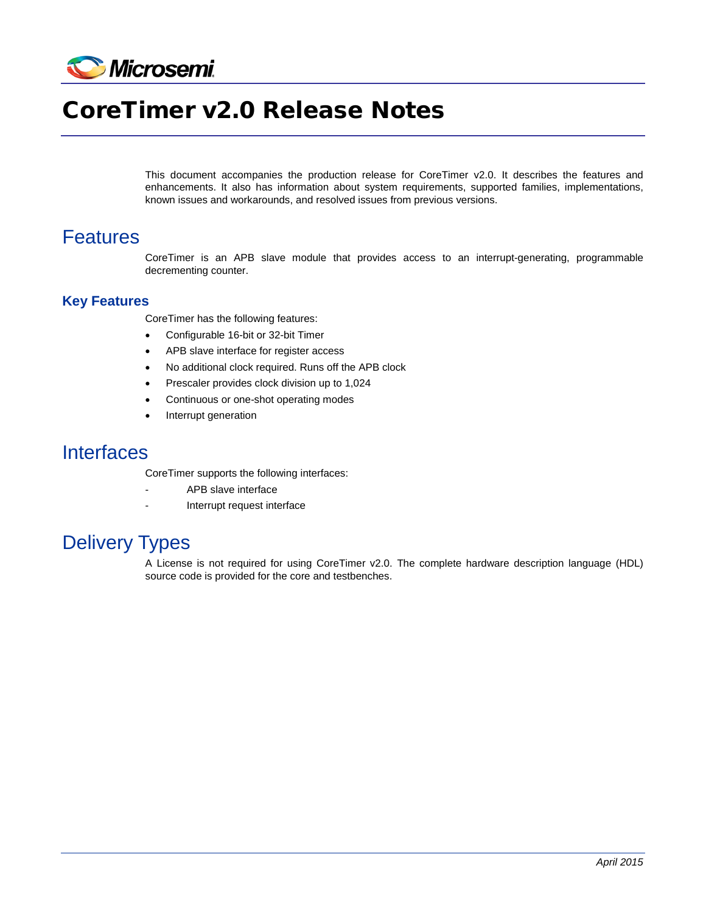# CoreTimer v2.0 Release Notes

This document accompanies the production release for CoreTimer v2.0. It describes the features and enhancements. It also has information about system requirements, supported families, implementations, known issues and workarounds, and resolved issues from previous versions.

## Features

CoreTimer is an APB slave module that provides access to an interrupt-generating, programmable decrementing counter.

### Key Features

CoreTimer has the following features:

- Configurable 16-bit or 32-bit Timer
- APB slave interface for register access
- No additional clock required. Runs off the APB clock
- Prescaler provides clock division up to 1,024
- Continuous or one-shot operating modes
- Interrupt generation

## Interfaces

CoreTimer supports the following interfaces:

- APB slave interface
- Interrupt request interface

## Delivery Types

A License is not required for using CoreTimer v2.0. The complete hardware description language (HDL) source code is provided for the core and testbenches.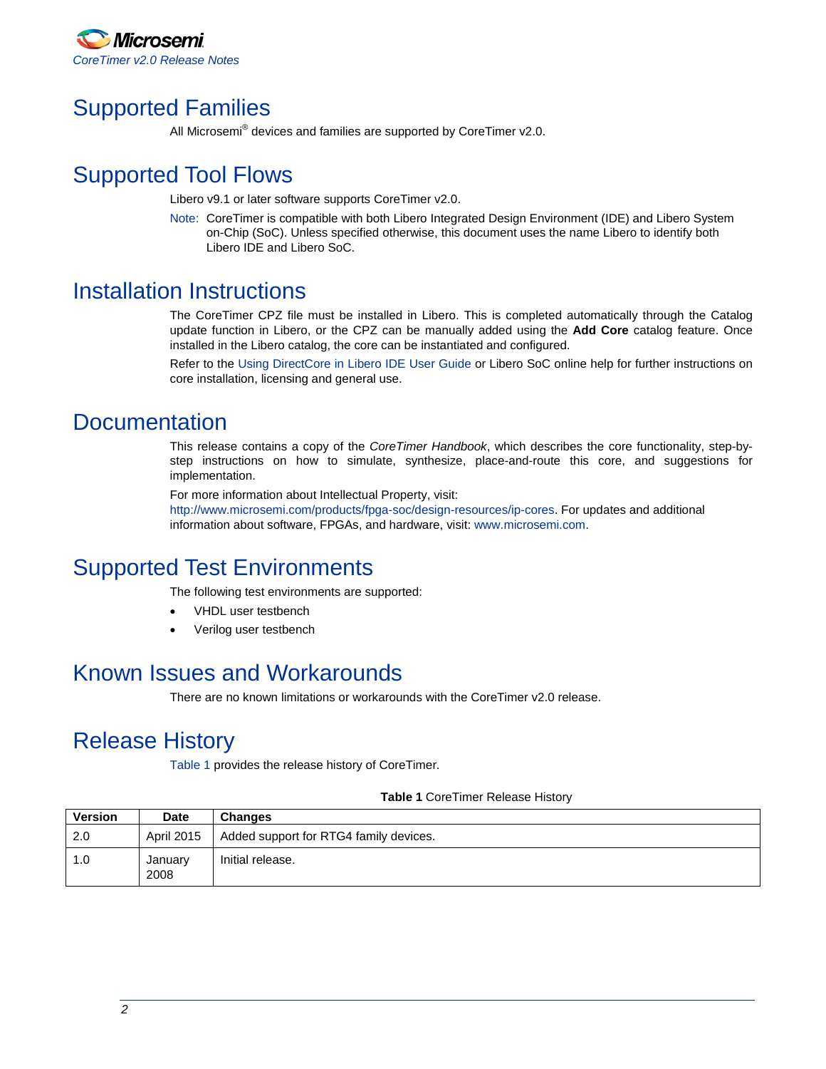# Supported Families

All Microsemi® devices and families are supported by CoreTimer v2.0.

# Supported Tool Flows

Libero v9.1 or later software supports CoreTimer v2.0.

Note: CoreTimer is compatible with both Libero Integrated Design Environment (IDE) and Libero System on-Chip (SoC). Unless specified otherwise, this document uses the name Libero to identify both Libero IDE and Libero SoC.

# Installation Instructions

The CoreTimer CPZ file must be installed in Libero. This is completed automatically through the Catalog update function in Libero, or the CPZ can be manually added using the **Add Core** catalog feature. Once installed in the Libero catalog, the core can be instantiated and configured.

Refer to the Using DirectCore in Libero IDE User Guide or Libero SoC online help for further instructions on core installation, licensing and general use.

# Documentation

This release contains a copy of the *CoreTimer Handbook*, which describes the core functionality, step-by-step instructions on how to simulate, synthesize, place-and-route this core, and suggestions for implementation.

For more information about Intellectual Property, visit:
http://www.microsemi.com/products/fpga-soc/design-resources/ip-cores. For updates and additional information about software, FPGAs, and hardware, visit: www.microsemi.com.

# Supported Test Environments

The following test environments are supported:

- VHDL user testbench
- Verilog user testbench

# Known Issues and Workarounds

There are no known limitations or workarounds with the CoreTimer v2.0 release.

# Release History

Table 1 provides the release history of CoreTimer.

**Table 1** CoreTimer Release History

| Version | Date | Changes |
|---|---|---|
| 2.0 | April 2015 | Added support for RTG4 family devices. |
| 1.0 | January 2008 | Initial release. |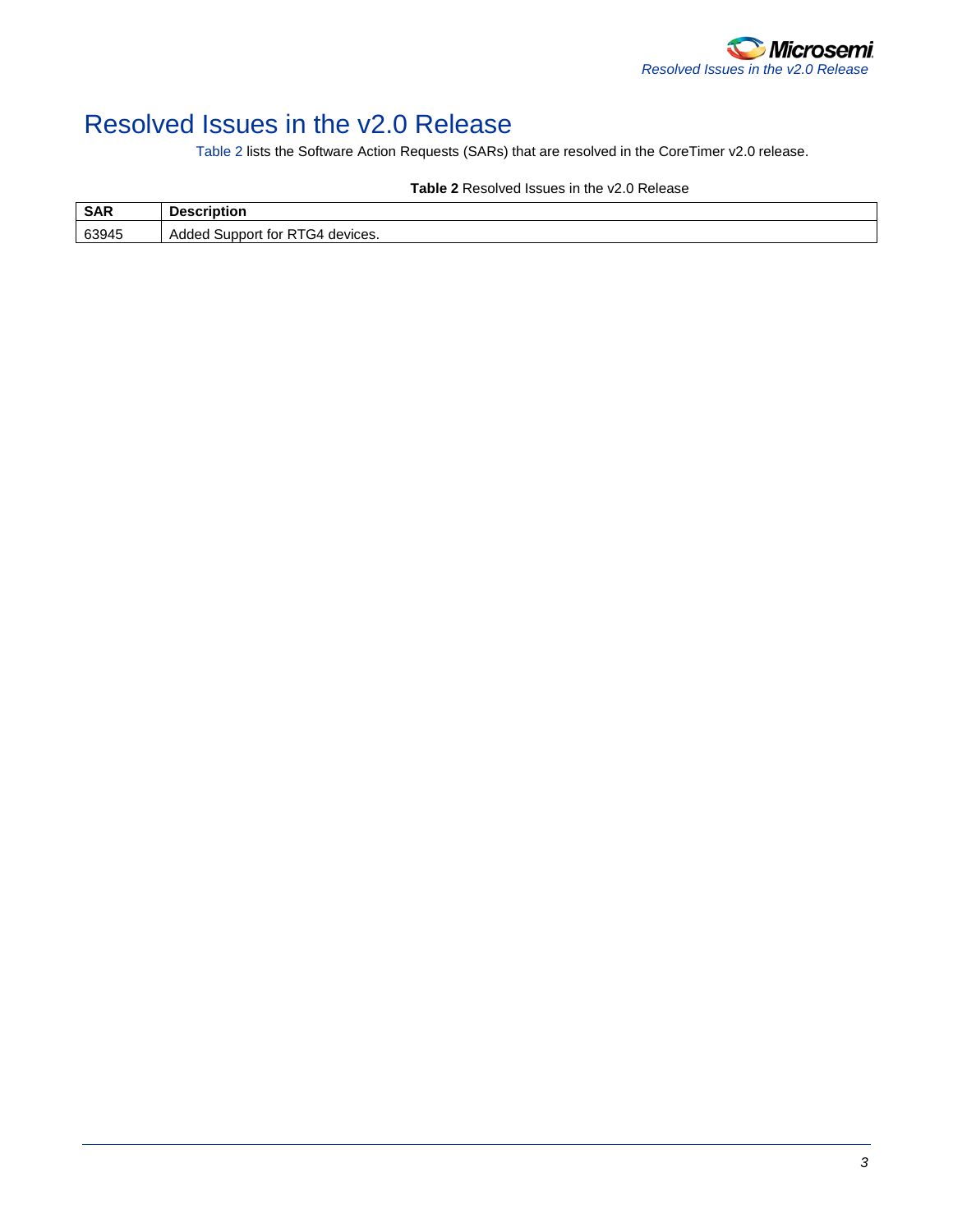# Resolved Issues in the v2.0 Release

Table 2 lists the Software Action Requests (SARs) that are resolved in the CoreTimer v2.0 release.

**Table 2** Resolved Issues in the v2.0 Release

| SAR | Description |
| --- | --- |
| 63945 | Added Support for RTG4 devices. |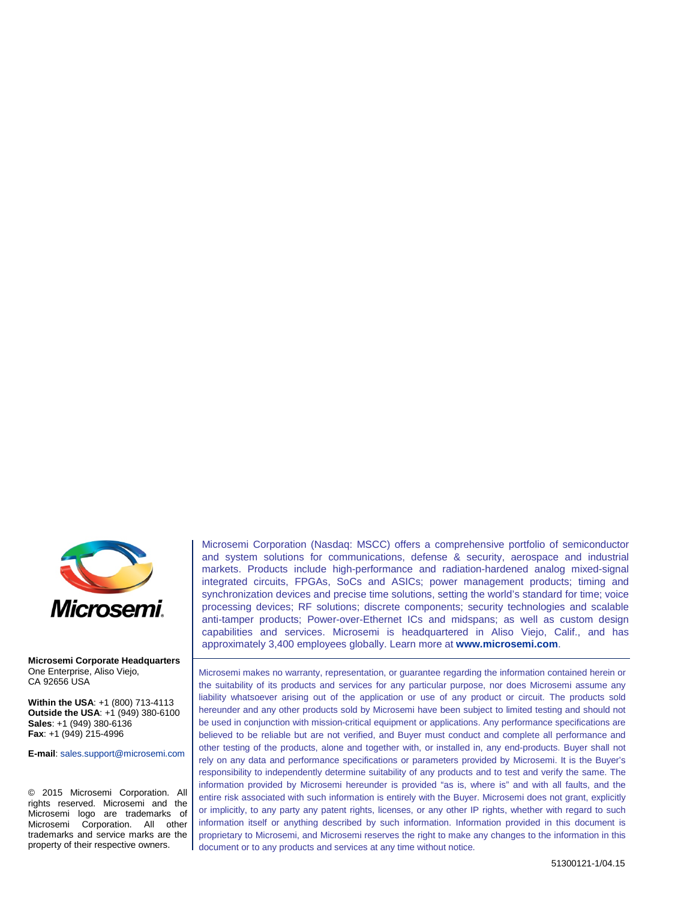Microsemi Corporation (Nasdaq: MSCC) offers a comprehensive portfolio of semiconductor and system solutions for communications, defense & security, aerospace and industrial markets. Products include high-performance and radiation-hardened analog mixed-signal integrated circuits, FPGAs, SoCs and ASICs; power management products; timing and synchronization devices and precise time solutions, setting the world's standard for time; voice processing devices; RF solutions; discrete components; security technologies and scalable anti-tamper products; Power-over-Ethernet ICs and midspans; as well as custom design capabilities and services. Microsemi is headquartered in Aliso Viejo, Calif., and has approximately 3,400 employees globally. Learn more at **www.microsemi.com**.

**Microsemi Corporate Headquarters**
One Enterprise, Aliso Viejo,
CA 92656 USA

**Within the USA**: +1 (800) 713-4113
**Outside the USA**: +1 (949) 380-6100
**Sales**: +1 (949) 380-6136
**Fax**: +1 (949) 215-4996

**E-mail**: sales.support@microsemi.com

© 2015 Microsemi Corporation. All rights reserved. Microsemi and the Microsemi logo are trademarks of Microsemi Corporation. All other trademarks and service marks are the property of their respective owners.

Microsemi makes no warranty, representation, or guarantee regarding the information contained herein or the suitability of its products and services for any particular purpose, nor does Microsemi assume any liability whatsoever arising out of the application or use of any product or circuit. The products sold hereunder and any other products sold by Microsemi have been subject to limited testing and should not be used in conjunction with mission-critical equipment or applications. Any performance specifications are believed to be reliable but are not verified, and Buyer must conduct and complete all performance and other testing of the products, alone and together with, or installed in, any end-products. Buyer shall not rely on any data and performance specifications or parameters provided by Microsemi. It is the Buyer's responsibility to independently determine suitability of any products and to test and verify the same. The information provided by Microsemi hereunder is provided "as is, where is" and with all faults, and the entire risk associated with such information is entirely with the Buyer. Microsemi does not grant, explicitly or implicitly, to any party any patent rights, licenses, or any other IP rights, whether with regard to such information itself or anything described by such information. Information provided in this document is proprietary to Microsemi, and Microsemi reserves the right to make any changes to the information in this document or to any products and services at any time without notice.

51300121-1/04.15